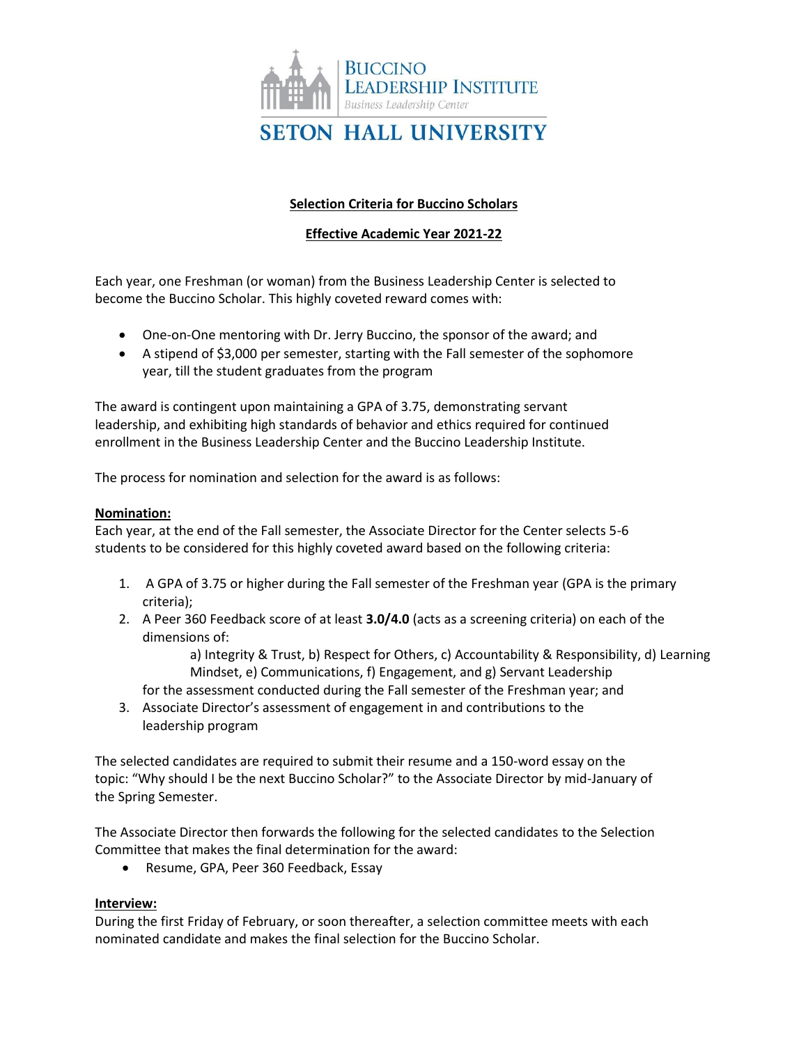BUCCINO LEADERSHIP INSTITUTE
*Business Leadership Center*

SETON HALL UNIVERSITY

## Selection Criteria for Buccino Scholars

## Effective Academic Year 2021-22

Each year, one Freshman (or woman) from the Business Leadership Center is selected to become the Buccino Scholar. This highly coveted reward comes with:

- One-on-One mentoring with Dr. Jerry Buccino, the sponsor of the award; and
- A stipend of $3,000 per semester, starting with the Fall semester of the sophomore year, till the student graduates from the program

The award is contingent upon maintaining a GPA of 3.75, demonstrating servant leadership, and exhibiting high standards of behavior and ethics required for continued enrollment in the Business Leadership Center and the Buccino Leadership Institute.

The process for nomination and selection for the award is as follows:

**Nomination:**

Each year, at the end of the Fall semester, the Associate Director for the Center selects 5-6 students to be considered for this highly coveted award based on the following criteria:

1. A GPA of 3.75 or higher during the Fall semester of the Freshman year (GPA is the primary criteria);
2. A Peer 360 Feedback score of at least **3.0/4.0** (acts as a screening criteria) on each of the dimensions of:

   a) Integrity & Trust, b) Respect for Others, c) Accountability & Responsibility, d) Learning Mindset, e) Communications, f) Engagement, and g) Servant Leadership

   for the assessment conducted during the Fall semester of the Freshman year; and
3. Associate Director's assessment of engagement in and contributions to the leadership program

The selected candidates are required to submit their resume and a 150-word essay on the topic: "Why should I be the next Buccino Scholar?" to the Associate Director by mid-January of the Spring Semester.

The Associate Director then forwards the following for the selected candidates to the Selection Committee that makes the final determination for the award:

- Resume, GPA, Peer 360 Feedback, Essay

**Interview:**

During the first Friday of February, or soon thereafter, a selection committee meets with each nominated candidate and makes the final selection for the Buccino Scholar.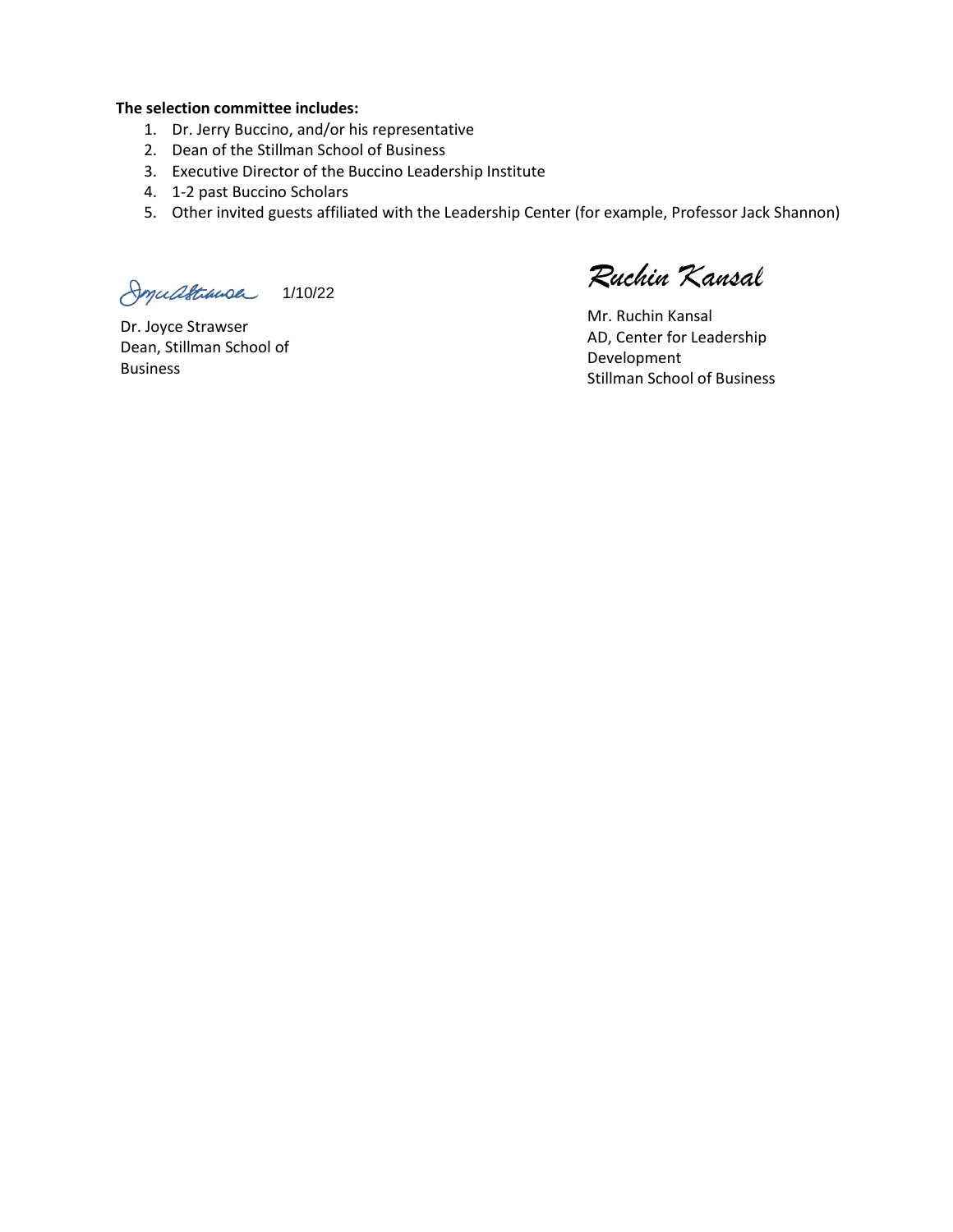**The selection committee includes:**

1. Dr. Jerry Buccino, and/or his representative
2. Dean of the Stillman School of Business
3. Executive Director of the Buccino Leadership Institute
4. 1-2 past Buccino Scholars
5. Other invited guests affiliated with the Leadership Center (for example, Professor Jack Shannon)

Joyce A Strawser 1/10/22

Dr. Joyce Strawser
Dean, Stillman School of Business

*Ruchin Kansal*

Mr. Ruchin Kansal
AD, Center for Leadership Development
Stillman School of Business